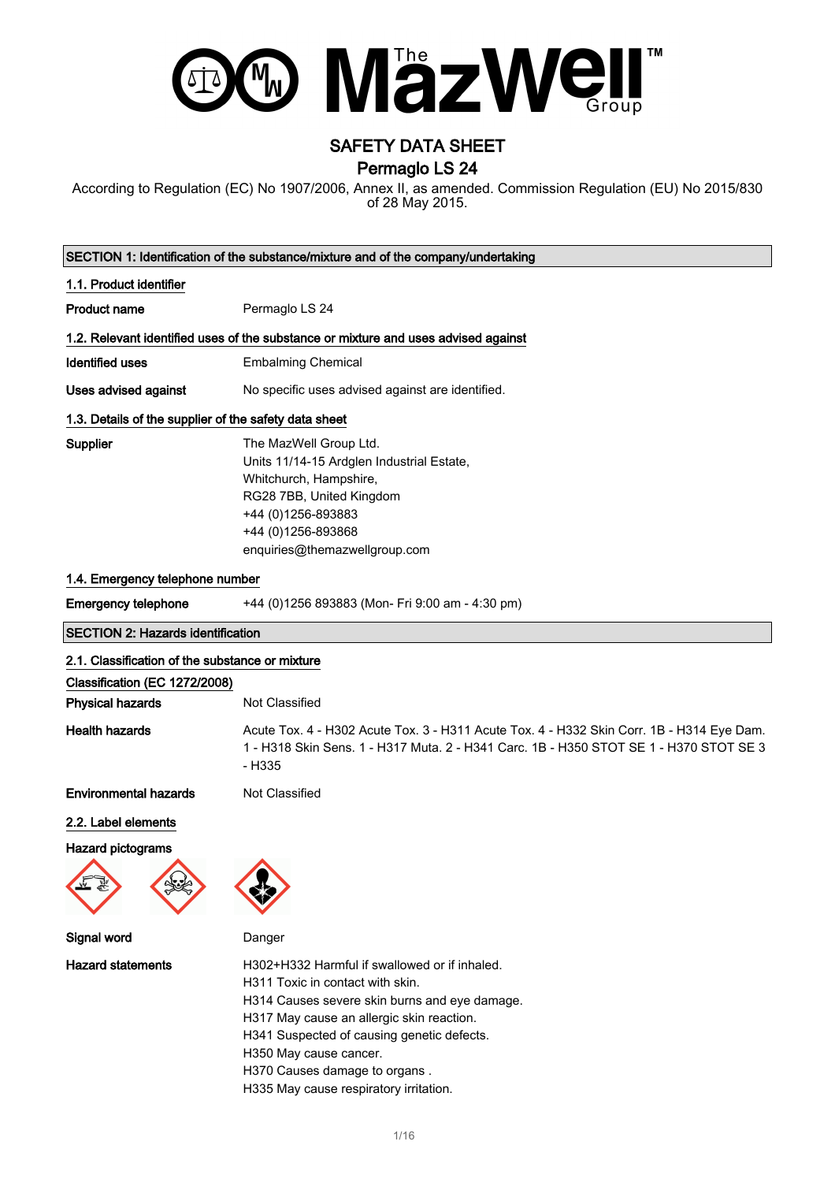# SAFETY DATA SHEET

## Permaglo LS 24

According to Regulation (EC) No 1907/2006, Annex II, as amended. Commission Regulation (EU) No 2015/830 of 28 May 2015.

## SECTION 1: Identification of the substance/mixture and of the company/undertaking

### 1.1. Product identifier

**Product name** Permaglo LS 24

### 1.2. Relevant identified uses of the substance or mixture and uses advised against

**Identified uses** Embalming Chemical

**Uses advised against** No specific uses advised against are identified.

### 1.3. Details of the supplier of the safety data sheet

**Supplier**
The MazWell Group Ltd.
Units 11/14-15 Ardglen Industrial Estate,
Whitchurch, Hampshire,
RG28 7BB, United Kingdom
+44 (0)1256-893883
+44 (0)1256-893868
enquiries@themazwellgroup.com

### 1.4. Emergency telephone number

**Emergency telephone** +44 (0)1256 893883 (Mon- Fri 9:00 am - 4:30 pm)

## SECTION 2: Hazards identification

### 2.1. Classification of the substance or mixture

**Classification (EC 1272/2008)**

**Physical hazards** Not Classified

**Health hazards** Acute Tox. 4 - H302 Acute Tox. 3 - H311 Acute Tox. 4 - H332 Skin Corr. 1B - H314 Eye Dam. 1 - H318 Skin Sens. 1 - H317 Muta. 2 - H341 Carc. 1B - H350 STOT SE 1 - H370 STOT SE 3 - H335

**Environmental hazards** Not Classified

### 2.2. Label elements

**Hazard pictograms**

**Signal word** Danger

**Hazard statements**
H302+H332 Harmful if swallowed or if inhaled.
H311 Toxic in contact with skin.
H314 Causes severe skin burns and eye damage.
H317 May cause an allergic skin reaction.
H341 Suspected of causing genetic defects.
H350 May cause cancer.
H370 Causes damage to organs .
H335 May cause respiratory irritation.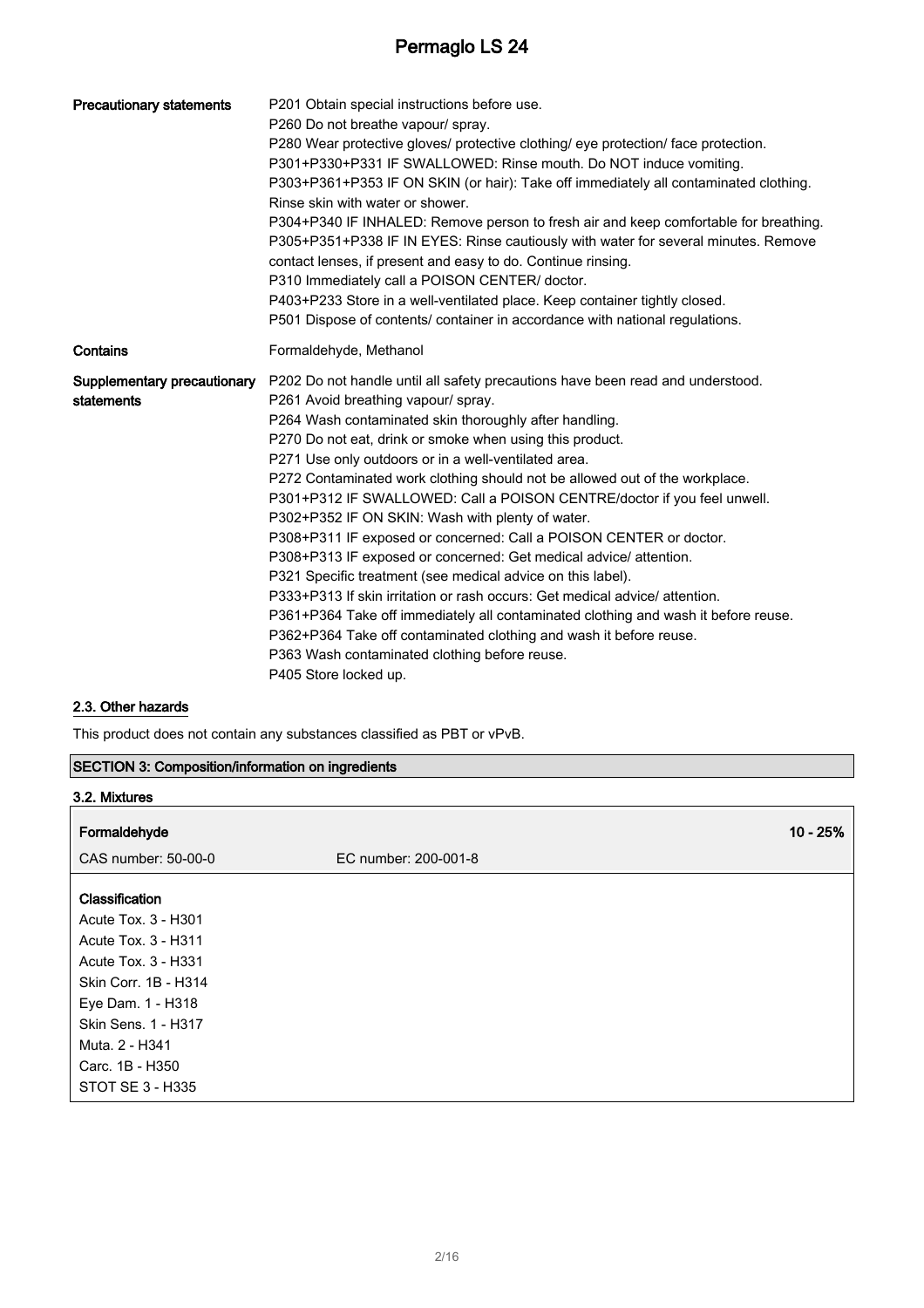| | |
|---|---|
| **Precautionary statements** | P201 Obtain special instructions before use.<br>P260 Do not breathe vapour/ spray.<br>P280 Wear protective gloves/ protective clothing/ eye protection/ face protection.<br>P301+P330+P331 IF SWALLOWED: Rinse mouth. Do NOT induce vomiting.<br>P303+P361+P353 IF ON SKIN (or hair): Take off immediately all contaminated clothing. Rinse skin with water or shower.<br>P304+P340 IF INHALED: Remove person to fresh air and keep comfortable for breathing.<br>P305+P351+P338 IF IN EYES: Rinse cautiously with water for several minutes. Remove contact lenses, if present and easy to do. Continue rinsing.<br>P310 Immediately call a POISON CENTER/ doctor.<br>P403+P233 Store in a well-ventilated place. Keep container tightly closed.<br>P501 Dispose of contents/ container in accordance with national regulations. |
| **Contains** | Formaldehyde, Methanol |
| **Supplementary precautionary statements** | P202 Do not handle until all safety precautions have been read and understood.<br>P261 Avoid breathing vapour/ spray.<br>P264 Wash contaminated skin thoroughly after handling.<br>P270 Do not eat, drink or smoke when using this product.<br>P271 Use only outdoors or in a well-ventilated area.<br>P272 Contaminated work clothing should not be allowed out of the workplace.<br>P301+P312 IF SWALLOWED: Call a POISON CENTRE/doctor if you feel unwell.<br>P302+P352 IF ON SKIN: Wash with plenty of water.<br>P308+P311 IF exposed or concerned: Call a POISON CENTER or doctor.<br>P308+P313 IF exposed or concerned: Get medical advice/ attention.<br>P321 Specific treatment (see medical advice on this label).<br>P333+P313 If skin irritation or rash occurs: Get medical advice/ attention.<br>P361+P364 Take off immediately all contaminated clothing and wash it before reuse.<br>P362+P364 Take off contaminated clothing and wash it before reuse.<br>P363 Wash contaminated clothing before reuse.<br>P405 Store locked up. |

### 2.3. Other hazards

This product does not contain any substances classified as PBT or vPvB.

## SECTION 3: Composition/information on ingredients

### 3.2. Mixtures

| **Formaldehyde** | | **10 - 25%** |
|---|---|---|
| CAS number: 50-00-0 | EC number: 200-001-8 | |

**Classification**
Acute Tox. 3 - H301
Acute Tox. 3 - H311
Acute Tox. 3 - H331
Skin Corr. 1B - H314
Eye Dam. 1 - H318
Skin Sens. 1 - H317
Muta. 2 - H341
Carc. 1B - H350
STOT SE 3 - H335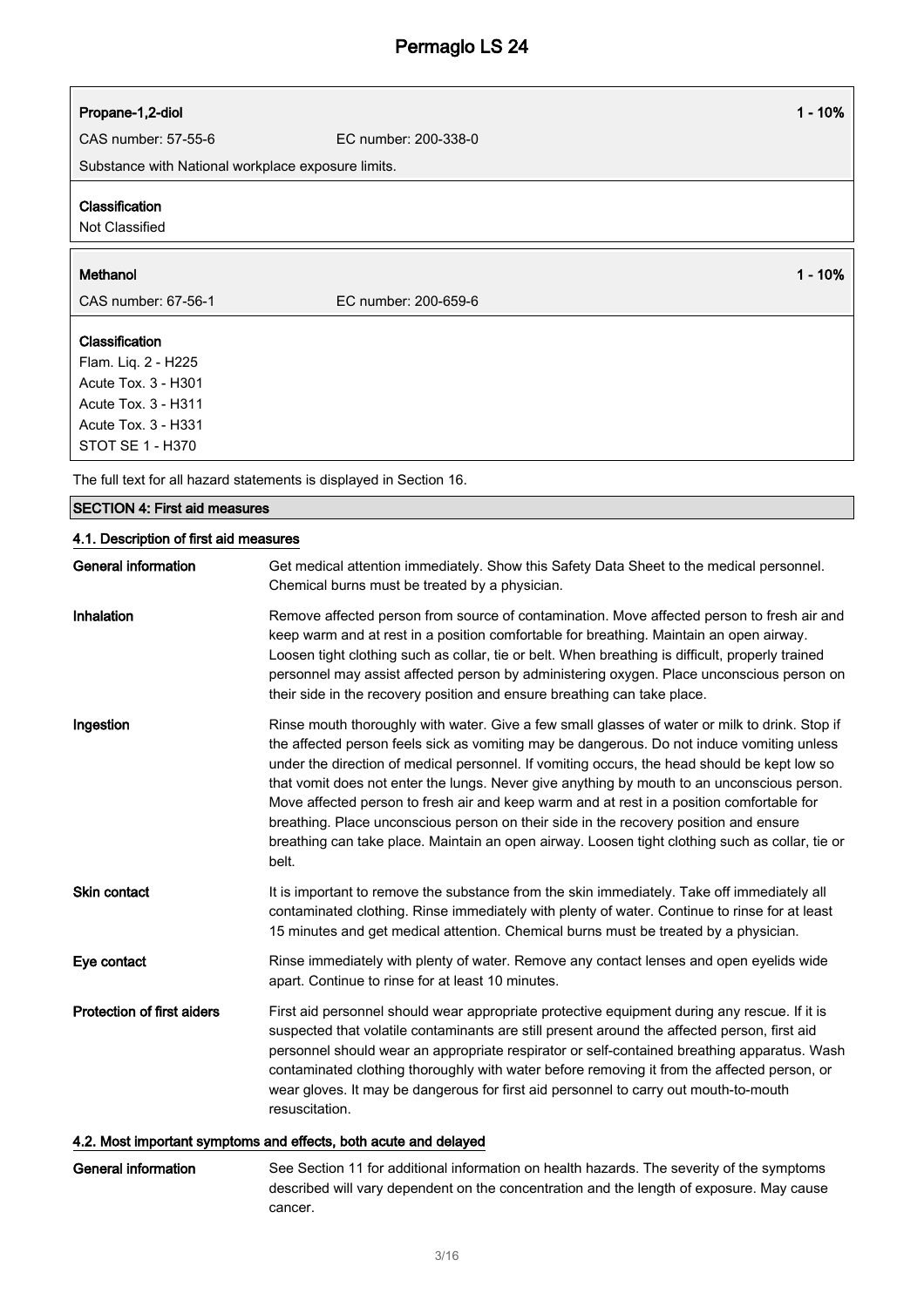**Propane-1,2-diol** 1 - 10%

CAS number: 57-55-6 EC number: 200-338-0

Substance with National workplace exposure limits.

**Classification**

Not Classified

**Methanol** 1 - 10%

CAS number: 67-56-1 EC number: 200-659-6

**Classification**

Flam. Liq. 2 - H225
Acute Tox. 3 - H301
Acute Tox. 3 - H311
Acute Tox. 3 - H331
STOT SE 1 - H370

The full text for all hazard statements is displayed in Section 16.

## SECTION 4: First aid measures

### 4.1. Description of first aid measures

**General information** Get medical attention immediately. Show this Safety Data Sheet to the medical personnel. Chemical burns must be treated by a physician.

**Inhalation** Remove affected person from source of contamination. Move affected person to fresh air and keep warm and at rest in a position comfortable for breathing. Maintain an open airway. Loosen tight clothing such as collar, tie or belt. When breathing is difficult, properly trained personnel may assist affected person by administering oxygen. Place unconscious person on their side in the recovery position and ensure breathing can take place.

**Ingestion** Rinse mouth thoroughly with water. Give a few small glasses of water or milk to drink. Stop if the affected person feels sick as vomiting may be dangerous. Do not induce vomiting unless under the direction of medical personnel. If vomiting occurs, the head should be kept low so that vomit does not enter the lungs. Never give anything by mouth to an unconscious person. Move affected person to fresh air and keep warm and at rest in a position comfortable for breathing. Place unconscious person on their side in the recovery position and ensure breathing can take place. Maintain an open airway. Loosen tight clothing such as collar, tie or belt.

**Skin contact** It is important to remove the substance from the skin immediately. Take off immediately all contaminated clothing. Rinse immediately with plenty of water. Continue to rinse for at least 15 minutes and get medical attention. Chemical burns must be treated by a physician.

**Eye contact** Rinse immediately with plenty of water. Remove any contact lenses and open eyelids wide apart. Continue to rinse for at least 10 minutes.

**Protection of first aiders** First aid personnel should wear appropriate protective equipment during any rescue. If it is suspected that volatile contaminants are still present around the affected person, first aid personnel should wear an appropriate respirator or self-contained breathing apparatus. Wash contaminated clothing thoroughly with water before removing it from the affected person, or wear gloves. It may be dangerous for first aid personnel to carry out mouth-to-mouth resuscitation.

### 4.2. Most important symptoms and effects, both acute and delayed

**General information** See Section 11 for additional information on health hazards. The severity of the symptoms described will vary dependent on the concentration and the length of exposure. May cause cancer.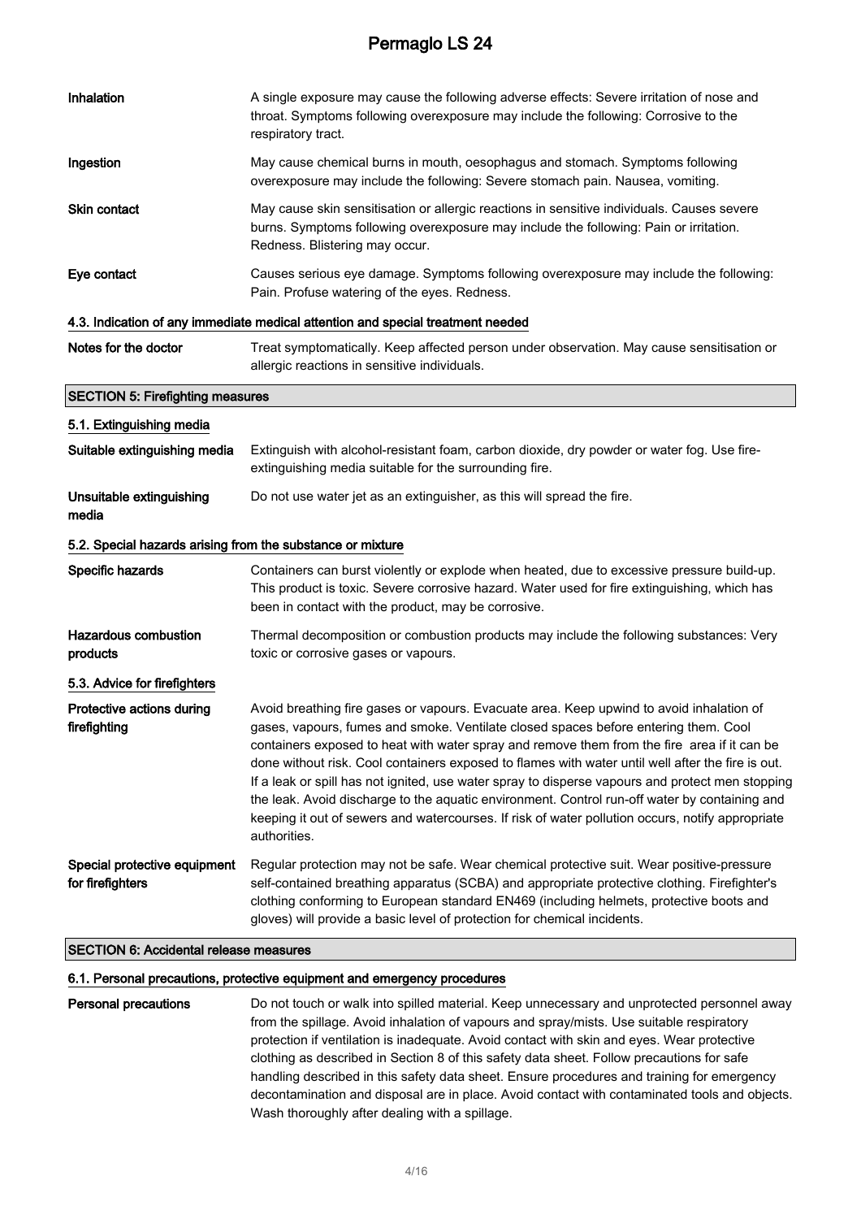| | |
|---|---|
| **Inhalation** | A single exposure may cause the following adverse effects: Severe irritation of nose and throat. Symptoms following overexposure may include the following: Corrosive to the respiratory tract. |
| **Ingestion** | May cause chemical burns in mouth, oesophagus and stomach. Symptoms following overexposure may include the following: Severe stomach pain. Nausea, vomiting. |
| **Skin contact** | May cause skin sensitisation or allergic reactions in sensitive individuals. Causes severe burns. Symptoms following overexposure may include the following: Pain or irritation. Redness. Blistering may occur. |
| **Eye contact** | Causes serious eye damage. Symptoms following overexposure may include the following: Pain. Profuse watering of the eyes. Redness. |

### 4.3. Indication of any immediate medical attention and special treatment needed

| | |
|---|---|
| **Notes for the doctor** | Treat symptomatically. Keep affected person under observation. May cause sensitisation or allergic reactions in sensitive individuals. |

## SECTION 5: Firefighting measures

### 5.1. Extinguishing media

| | |
|---|---|
| **Suitable extinguishing media** | Extinguish with alcohol-resistant foam, carbon dioxide, dry powder or water fog. Use fire-extinguishing media suitable for the surrounding fire. |
| **Unsuitable extinguishing media** | Do not use water jet as an extinguisher, as this will spread the fire. |

### 5.2. Special hazards arising from the substance or mixture

| | |
|---|---|
| **Specific hazards** | Containers can burst violently or explode when heated, due to excessive pressure build-up. This product is toxic. Severe corrosive hazard. Water used for fire extinguishing, which has been in contact with the product, may be corrosive. |
| **Hazardous combustion products** | Thermal decomposition or combustion products may include the following substances: Very toxic or corrosive gases or vapours. |

### 5.3. Advice for firefighters

| | |
|---|---|
| **Protective actions during firefighting** | Avoid breathing fire gases or vapours. Evacuate area. Keep upwind to avoid inhalation of gases, vapours, fumes and smoke. Ventilate closed spaces before entering them. Cool containers exposed to heat with water spray and remove them from the fire area if it can be done without risk. Cool containers exposed to flames with water until well after the fire is out. If a leak or spill has not ignited, use water spray to disperse vapours and protect men stopping the leak. Avoid discharge to the aquatic environment. Control run-off water by containing and keeping it out of sewers and watercourses. If risk of water pollution occurs, notify appropriate authorities. |
| **Special protective equipment for firefighters** | Regular protection may not be safe. Wear chemical protective suit. Wear positive-pressure self-contained breathing apparatus (SCBA) and appropriate protective clothing. Firefighter's clothing conforming to European standard EN469 (including helmets, protective boots and gloves) will provide a basic level of protection for chemical incidents. |

## SECTION 6: Accidental release measures

### 6.1. Personal precautions, protective equipment and emergency procedures

| | |
|---|---|
| **Personal precautions** | Do not touch or walk into spilled material. Keep unnecessary and unprotected personnel away from the spillage. Avoid inhalation of vapours and spray/mists. Use suitable respiratory protection if ventilation is inadequate. Avoid contact with skin and eyes. Wear protective clothing as described in Section 8 of this safety data sheet. Follow precautions for safe handling described in this safety data sheet. Ensure procedures and training for emergency decontamination and disposal are in place. Avoid contact with contaminated tools and objects. Wash thoroughly after dealing with a spillage. |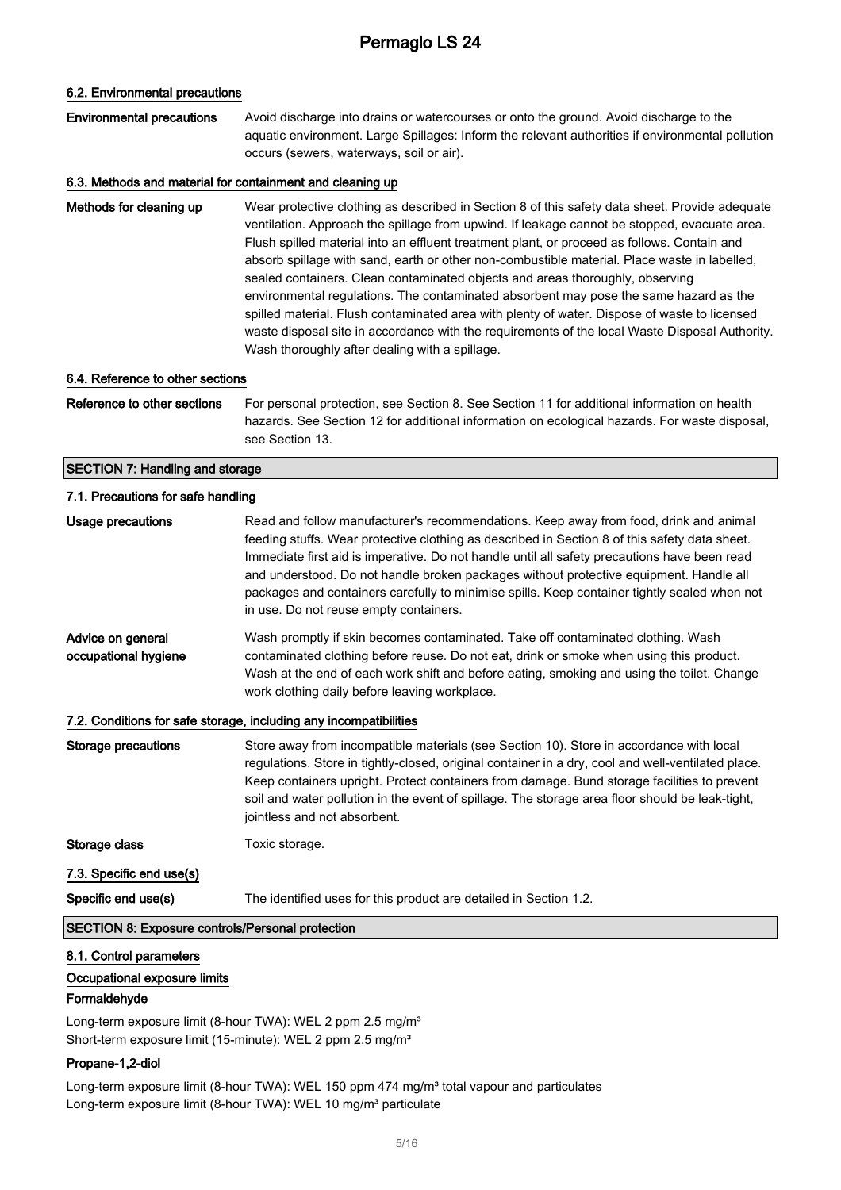### 6.2. Environmental precautions

**Environmental precautions** Avoid discharge into drains or watercourses or onto the ground. Avoid discharge to the aquatic environment. Large Spillages: Inform the relevant authorities if environmental pollution occurs (sewers, waterways, soil or air).

### 6.3. Methods and material for containment and cleaning up

**Methods for cleaning up** Wear protective clothing as described in Section 8 of this safety data sheet. Provide adequate ventilation. Approach the spillage from upwind. If leakage cannot be stopped, evacuate area. Flush spilled material into an effluent treatment plant, or proceed as follows. Contain and absorb spillage with sand, earth or other non-combustible material. Place waste in labelled, sealed containers. Clean contaminated objects and areas thoroughly, observing environmental regulations. The contaminated absorbent may pose the same hazard as the spilled material. Flush contaminated area with plenty of water. Dispose of waste to licensed waste disposal site in accordance with the requirements of the local Waste Disposal Authority. Wash thoroughly after dealing with a spillage.

### 6.4. Reference to other sections

**Reference to other sections** For personal protection, see Section 8. See Section 11 for additional information on health hazards. See Section 12 for additional information on ecological hazards. For waste disposal, see Section 13.

## SECTION 7: Handling and storage

### 7.1. Precautions for safe handling

**Usage precautions** Read and follow manufacturer's recommendations. Keep away from food, drink and animal feeding stuffs. Wear protective clothing as described in Section 8 of this safety data sheet. Immediate first aid is imperative. Do not handle until all safety precautions have been read and understood. Do not handle broken packages without protective equipment. Handle all packages and containers carefully to minimise spills. Keep container tightly sealed when not in use. Do not reuse empty containers.

**Advice on general occupational hygiene** Wash promptly if skin becomes contaminated. Take off contaminated clothing. Wash contaminated clothing before reuse. Do not eat, drink or smoke when using this product. Wash at the end of each work shift and before eating, smoking and using the toilet. Change work clothing daily before leaving workplace.

### 7.2. Conditions for safe storage, including any incompatibilities

**Storage precautions** Store away from incompatible materials (see Section 10). Store in accordance with local regulations. Store in tightly-closed, original container in a dry, cool and well-ventilated place. Keep containers upright. Protect containers from damage. Bund storage facilities to prevent soil and water pollution in the event of spillage. The storage area floor should be leak-tight, jointless and not absorbent.

**Storage class** Toxic storage.

### 7.3. Specific end use(s)

**Specific end use(s)** The identified uses for this product are detailed in Section 1.2.

## SECTION 8: Exposure controls/Personal protection

### 8.1. Control parameters

#### Occupational exposure limits

#### Formaldehyde

Long-term exposure limit (8-hour TWA): WEL 2 ppm 2.5 mg/m³
Short-term exposure limit (15-minute): WEL 2 ppm 2.5 mg/m³

#### Propane-1,2-diol

Long-term exposure limit (8-hour TWA): WEL 150 ppm 474 mg/m³ total vapour and particulates
Long-term exposure limit (8-hour TWA): WEL 10 mg/m³ particulate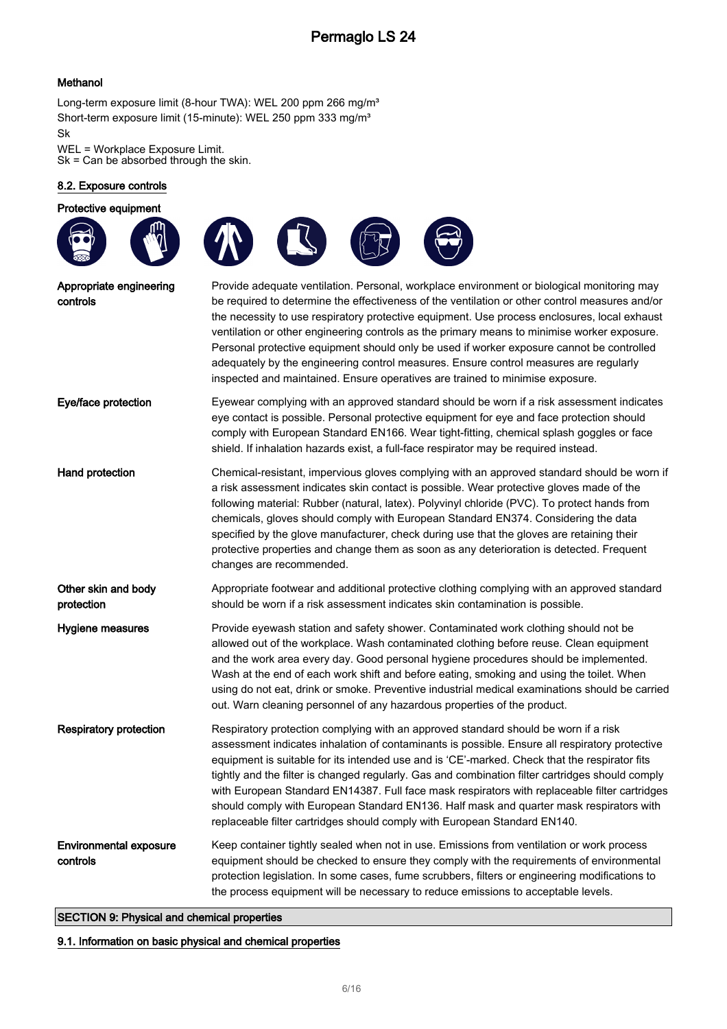**Methanol**

Long-term exposure limit (8-hour TWA): WEL 200 ppm 266 mg/m³
Short-term exposure limit (15-minute): WEL 250 ppm 333 mg/m³
Sk

WEL = Workplace Exposure Limit.
Sk = Can be absorbed through the skin.

### 8.2. Exposure controls

**Protective equipment**

| | |
|---|---|
| **Appropriate engineering controls** | Provide adequate ventilation. Personal, workplace environment or biological monitoring may be required to determine the effectiveness of the ventilation or other control measures and/or the necessity to use respiratory protective equipment. Use process enclosures, local exhaust ventilation or other engineering controls as the primary means to minimise worker exposure. Personal protective equipment should only be used if worker exposure cannot be controlled adequately by the engineering control measures. Ensure control measures are regularly inspected and maintained. Ensure operatives are trained to minimise exposure. |
| **Eye/face protection** | Eyewear complying with an approved standard should be worn if a risk assessment indicates eye contact is possible. Personal protective equipment for eye and face protection should comply with European Standard EN166. Wear tight-fitting, chemical splash goggles or face shield. If inhalation hazards exist, a full-face respirator may be required instead. |
| **Hand protection** | Chemical-resistant, impervious gloves complying with an approved standard should be worn if a risk assessment indicates skin contact is possible. Wear protective gloves made of the following material: Rubber (natural, latex). Polyvinyl chloride (PVC). To protect hands from chemicals, gloves should comply with European Standard EN374. Considering the data specified by the glove manufacturer, check during use that the gloves are retaining their protective properties and change them as soon as any deterioration is detected. Frequent changes are recommended. |
| **Other skin and body protection** | Appropriate footwear and additional protective clothing complying with an approved standard should be worn if a risk assessment indicates skin contamination is possible. |
| **Hygiene measures** | Provide eyewash station and safety shower. Contaminated work clothing should not be allowed out of the workplace. Wash contaminated clothing before reuse. Clean equipment and the work area every day. Good personal hygiene procedures should be implemented. Wash at the end of each work shift and before eating, smoking and using the toilet. When using do not eat, drink or smoke. Preventive industrial medical examinations should be carried out. Warn cleaning personnel of any hazardous properties of the product. |
| **Respiratory protection** | Respiratory protection complying with an approved standard should be worn if a risk assessment indicates inhalation of contaminants is possible. Ensure all respiratory protective equipment is suitable for its intended use and is 'CE'-marked. Check that the respirator fits tightly and the filter is changed regularly. Gas and combination filter cartridges should comply with European Standard EN14387. Full face mask respirators with replaceable filter cartridges should comply with European Standard EN136. Half mask and quarter mask respirators with replaceable filter cartridges should comply with European Standard EN140. |
| **Environmental exposure controls** | Keep container tightly sealed when not in use. Emissions from ventilation or work process equipment should be checked to ensure they comply with the requirements of environmental protection legislation. In some cases, fume scrubbers, filters or engineering modifications to the process equipment will be necessary to reduce emissions to acceptable levels. |

## SECTION 9: Physical and chemical properties

### 9.1. Information on basic physical and chemical properties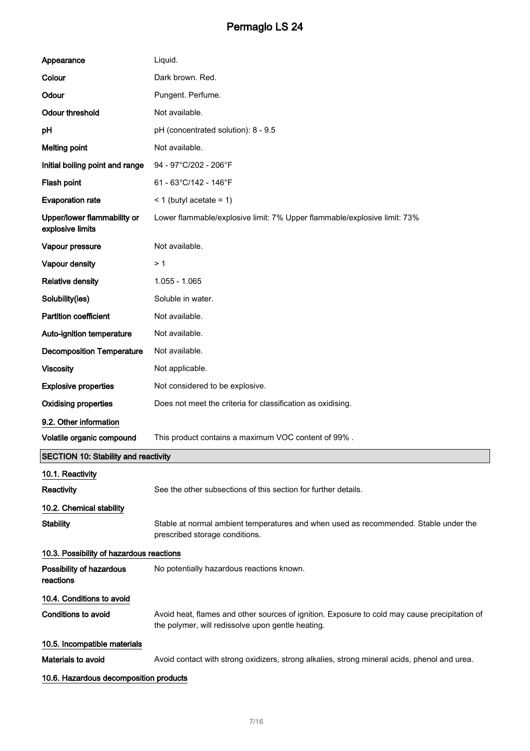| | |
|---|---|
| **Appearance** | Liquid. |
| **Colour** | Dark brown. Red. |
| **Odour** | Pungent. Perfume. |
| **Odour threshold** | Not available. |
| **pH** | pH (concentrated solution): 8 - 9.5 |
| **Melting point** | Not available. |
| **Initial boiling point and range** | 94 - 97°C/202 - 206°F |
| **Flash point** | 61 - 63°C/142 - 146°F |
| **Evaporation rate** | < 1 (butyl acetate = 1) |
| **Upper/lower flammability or explosive limits** | Lower flammable/explosive limit: 7% Upper flammable/explosive limit: 73% |
| **Vapour pressure** | Not available. |
| **Vapour density** | > 1 |
| **Relative density** | 1.055 - 1.065 |
| **Solubility(ies)** | Soluble in water. |
| **Partition coefficient** | Not available. |
| **Auto-ignition temperature** | Not available. |
| **Decomposition Temperature** | Not available. |
| **Viscosity** | Not applicable. |
| **Explosive properties** | Not considered to be explosive. |
| **Oxidising properties** | Does not meet the criteria for classification as oxidising. |

### 9.2. Other information

| | |
|---|---|
| **Volatile organic compound** | This product contains a maximum VOC content of 99% . |

## SECTION 10: Stability and reactivity

### 10.1. Reactivity

| | |
|---|---|
| **Reactivity** | See the other subsections of this section for further details. |

### 10.2. Chemical stability

| | |
|---|---|
| **Stability** | Stable at normal ambient temperatures and when used as recommended. Stable under the prescribed storage conditions. |

### 10.3. Possibility of hazardous reactions

| | |
|---|---|
| **Possibility of hazardous reactions** | No potentially hazardous reactions known. |

### 10.4. Conditions to avoid

| | |
|---|---|
| **Conditions to avoid** | Avoid heat, flames and other sources of ignition. Exposure to cold may cause precipitation of the polymer, will redissolve upon gentle heating. |

### 10.5. Incompatible materials

| | |
|---|---|
| **Materials to avoid** | Avoid contact with strong oxidizers, strong alkalies, strong mineral acids, phenol and urea. |

### 10.6. Hazardous decomposition products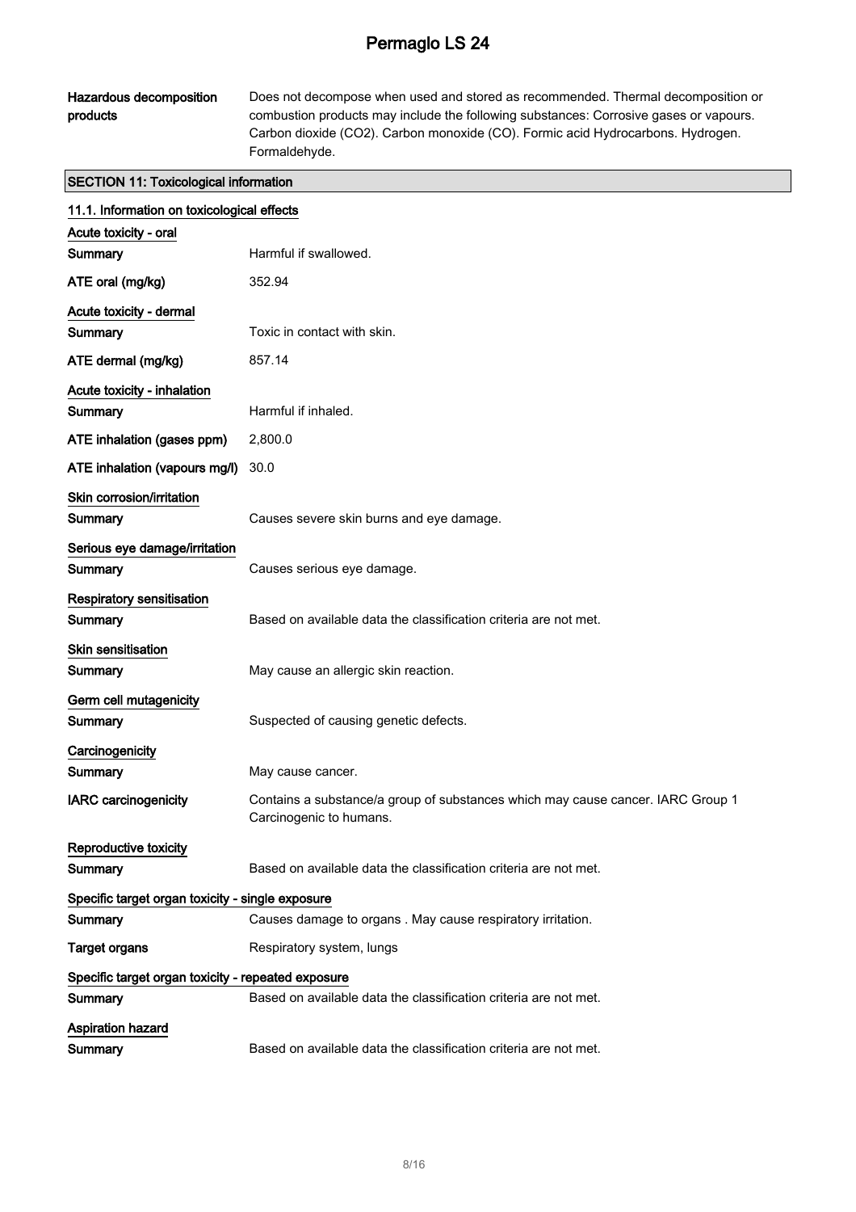| | |
|---|---|
| **Hazardous decomposition products** | Does not decompose when used and stored as recommended. Thermal decomposition or combustion products may include the following substances: Corrosive gases or vapours. Carbon dioxide ($CO_2$). Carbon monoxide (CO). Formic acid Hydrocarbons. Hydrogen. Formaldehyde. |

## SECTION 11: Toxicological information

### 11.1. Information on toxicological effects

**Acute toxicity - oral**

| | |
|---|---|
| **Summary** | Harmful if swallowed. |
| **ATE oral (mg/kg)** | 352.94 |

**Acute toxicity - dermal**

| | |
|---|---|
| **Summary** | Toxic in contact with skin. |
| **ATE dermal (mg/kg)** | 857.14 |

**Acute toxicity - inhalation**

| | |
|---|---|
| **Summary** | Harmful if inhaled. |
| **ATE inhalation (gases ppm)** | 2,800.0 |
| **ATE inhalation (vapours mg/l)** | 30.0 |

**Skin corrosion/irritation**

| | |
|---|---|
| **Summary** | Causes severe skin burns and eye damage. |

**Serious eye damage/irritation**

| | |
|---|---|
| **Summary** | Causes serious eye damage. |

**Respiratory sensitisation**

| | |
|---|---|
| **Summary** | Based on available data the classification criteria are not met. |

**Skin sensitisation**

| | |
|---|---|
| **Summary** | May cause an allergic skin reaction. |

**Germ cell mutagenicity**

| | |
|---|---|
| **Summary** | Suspected of causing genetic defects. |

**Carcinogenicity**

| | |
|---|---|
| **Summary** | May cause cancer. |
| **IARC carcinogenicity** | Contains a substance/a group of substances which may cause cancer. IARC Group 1 Carcinogenic to humans. |

**Reproductive toxicity**

| | |
|---|---|
| **Summary** | Based on available data the classification criteria are not met. |

**Specific target organ toxicity - single exposure**

| | |
|---|---|
| **Summary** | Causes damage to organs . May cause respiratory irritation. |
| **Target organs** | Respiratory system, lungs |

**Specific target organ toxicity - repeated exposure**

| | |
|---|---|
| **Summary** | Based on available data the classification criteria are not met. |

**Aspiration hazard**

| | |
|---|---|
| **Summary** | Based on available data the classification criteria are not met. |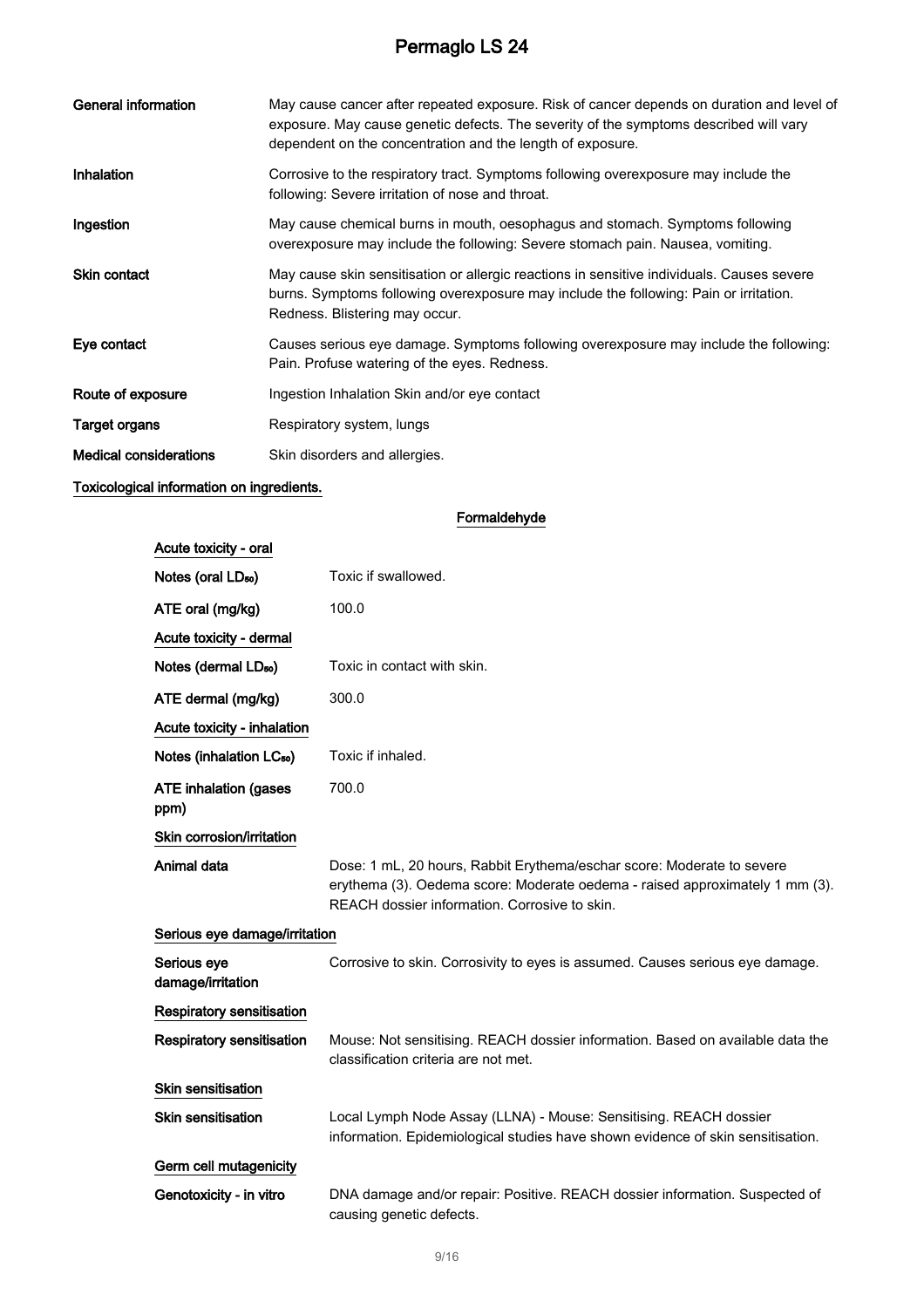| | |
|---|---|
| **General information** | May cause cancer after repeated exposure. Risk of cancer depends on duration and level of exposure. May cause genetic defects. The severity of the symptoms described will vary dependent on the concentration and the length of exposure. |
| **Inhalation** | Corrosive to the respiratory tract. Symptoms following overexposure may include the following: Severe irritation of nose and throat. |
| **Ingestion** | May cause chemical burns in mouth, oesophagus and stomach. Symptoms following overexposure may include the following: Severe stomach pain. Nausea, vomiting. |
| **Skin contact** | May cause skin sensitisation or allergic reactions in sensitive individuals. Causes severe burns. Symptoms following overexposure may include the following: Pain or irritation. Redness. Blistering may occur. |
| **Eye contact** | Causes serious eye damage. Symptoms following overexposure may include the following: Pain. Profuse watering of the eyes. Redness. |
| **Route of exposure** | Ingestion Inhalation Skin and/or eye contact |
| **Target organs** | Respiratory system, lungs |
| **Medical considerations** | Skin disorders and allergies. |

**Toxicological information on ingredients.**

**Formaldehyde**

**Acute toxicity - oral**

| | |
|---|---|
| **Notes (oral $LD_{50}$)** | Toxic if swallowed. |
| **ATE oral (mg/kg)** | 100.0 |

**Acute toxicity - dermal**

| | |
|---|---|
| **Notes (dermal $LD_{50}$)** | Toxic in contact with skin. |
| **ATE dermal (mg/kg)** | 300.0 |

**Acute toxicity - inhalation**

| | |
|---|---|
| **Notes (inhalation $LC_{50}$)** | Toxic if inhaled. |
| **ATE inhalation (gases ppm)** | 700.0 |

**Skin corrosion/irritation**

| | |
|---|---|
| **Animal data** | Dose: 1 mL, 20 hours, Rabbit Erythema/eschar score: Moderate to severe erythema (3). Oedema score: Moderate oedema - raised approximately 1 mm (3). REACH dossier information. Corrosive to skin. |

**Serious eye damage/irritation**

| | |
|---|---|
| **Serious eye damage/irritation** | Corrosive to skin. Corrosivity to eyes is assumed. Causes serious eye damage. |

**Respiratory sensitisation**

| | |
|---|---|
| **Respiratory sensitisation** | Mouse: Not sensitising. REACH dossier information. Based on available data the classification criteria are not met. |

**Skin sensitisation**

| | |
|---|---|
| **Skin sensitisation** | Local Lymph Node Assay (LLNA) - Mouse: Sensitising. REACH dossier information. Epidemiological studies have shown evidence of skin sensitisation. |

**Germ cell mutagenicity**

| | |
|---|---|
| **Genotoxicity - in vitro** | DNA damage and/or repair: Positive. REACH dossier information. Suspected of causing genetic defects. |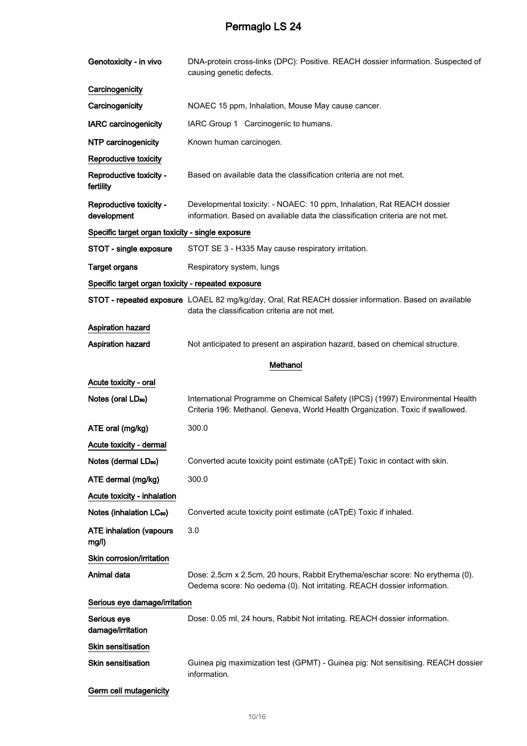| | |
|---|---|
| **Genotoxicity - in vivo** | DNA-protein cross-links (DPC): Positive. REACH dossier information. Suspected of causing genetic defects. |

**Carcinogenicity**

| | |
|---|---|
| **Carcinogenicity** | NOAEC 15 ppm, Inhalation, Mouse May cause cancer. |
| **IARC carcinogenicity** | IARC Group 1 Carcinogenic to humans. |
| **NTP carcinogenicity** | Known human carcinogen. |

**Reproductive toxicity**

| | |
|---|---|
| **Reproductive toxicity - fertility** | Based on available data the classification criteria are not met. |
| **Reproductive toxicity - development** | Developmental toxicity: - NOAEC: 10 ppm, Inhalation, Rat REACH dossier information. Based on available data the classification criteria are not met. |

**Specific target organ toxicity - single exposure**

| | |
|---|---|
| **STOT - single exposure** | STOT SE 3 - H335 May cause respiratory irritation. |
| **Target organs** | Respiratory system, lungs |

**Specific target organ toxicity - repeated exposure**

| | |
|---|---|
| **STOT - repeated exposure** | LOAEL 82 mg/kg/day, Oral, Rat REACH dossier information. Based on available data the classification criteria are not met. |

**Aspiration hazard**

| | |
|---|---|
| **Aspiration hazard** | Not anticipated to present an aspiration hazard, based on chemical structure. |

## Methanol

**Acute toxicity - oral**

| | |
|---|---|
| **Notes (oral $LD_{50}$)** | International Programme on Chemical Safety (IPCS) (1997) Environmental Health Criteria 196: Methanol. Geneva, World Health Organization. Toxic if swallowed. |
| **ATE oral (mg/kg)** | 300.0 |

**Acute toxicity - dermal**

| | |
|---|---|
| **Notes (dermal $LD_{50}$)** | Converted acute toxicity point estimate (cATpE) Toxic in contact with skin. |
| **ATE dermal (mg/kg)** | 300.0 |

**Acute toxicity - inhalation**

| | |
|---|---|
| **Notes (inhalation $LC_{50}$)** | Converted acute toxicity point estimate (cATpE) Toxic if inhaled. |
| **ATE inhalation (vapours mg/l)** | 3.0 |

**Skin corrosion/irritation**

| | |
|---|---|
| **Animal data** | Dose: 2.5cm x 2.5cm, 20 hours, Rabbit Erythema/eschar score: No erythema (0). Oedema score: No oedema (0). Not irritating. REACH dossier information. |

**Serious eye damage/irritation**

| | |
|---|---|
| **Serious eye damage/irritation** | Dose: 0.05 ml, 24 hours, Rabbit Not irritating. REACH dossier information. |

**Skin sensitisation**

| | |
|---|---|
| **Skin sensitisation** | Guinea pig maximization test (GPMT) - Guinea pig: Not sensitising. REACH dossier information. |

**Germ cell mutagenicity**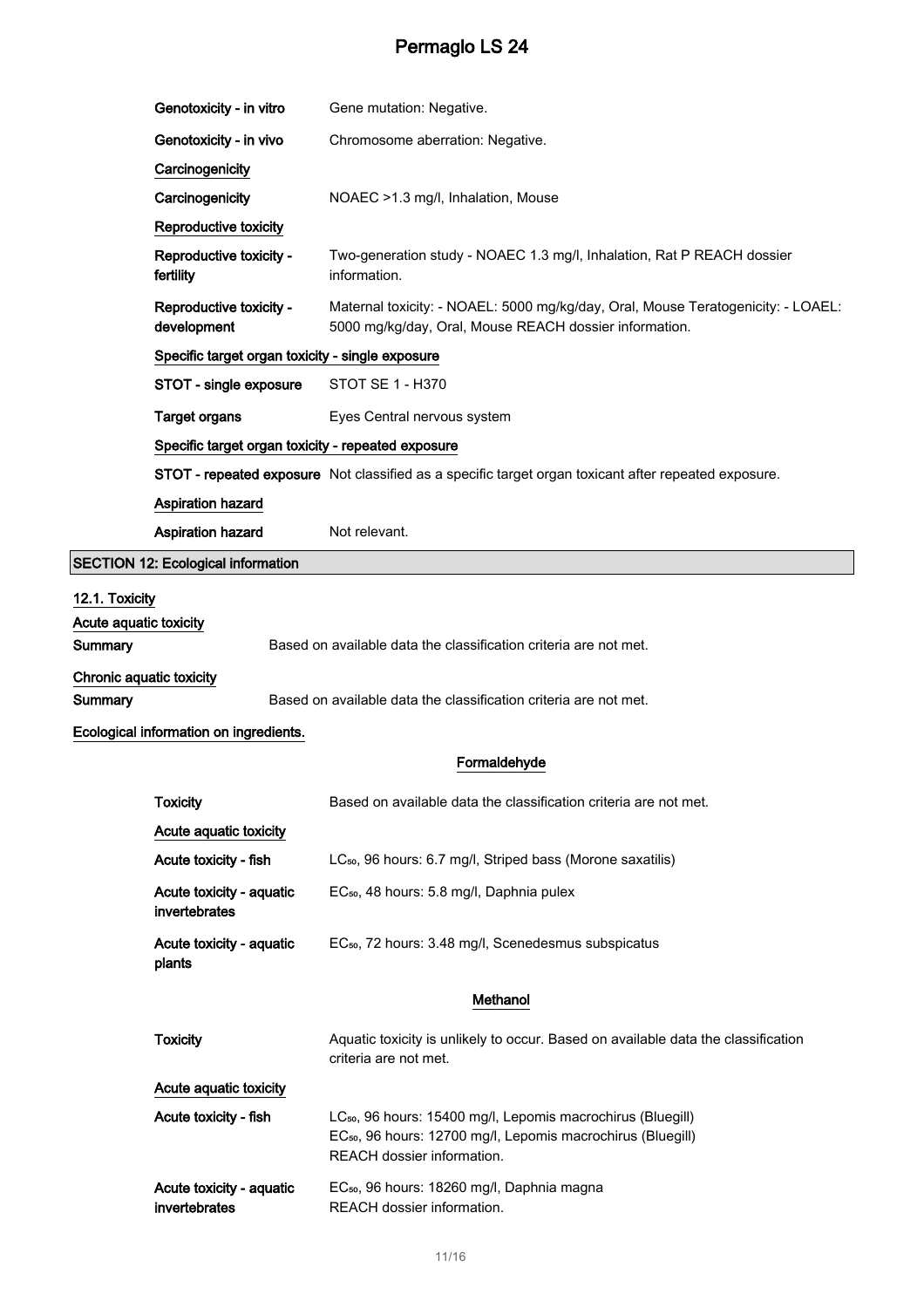| | |
|---|---|
| **Genotoxicity - in vitro** | Gene mutation: Negative. |
| **Genotoxicity - in vivo** | Chromosome aberration: Negative. |

**Carcinogenicity**

| | |
|---|---|
| **Carcinogenicity** | NOAEC >1.3 mg/l, Inhalation, Mouse |

**Reproductive toxicity**

| | |
|---|---|
| **Reproductive toxicity - fertility** | Two-generation study - NOAEC 1.3 mg/l, Inhalation, Rat P REACH dossier information. |
| **Reproductive toxicity - development** | Maternal toxicity: - NOAEL: 5000 mg/kg/day, Oral, Mouse Teratogenicity: - LOAEL: 5000 mg/kg/day, Oral, Mouse REACH dossier information. |

**Specific target organ toxicity - single exposure**

| | |
|---|---|
| **STOT - single exposure** | STOT SE 1 - H370 |
| **Target organs** | Eyes Central nervous system |

**Specific target organ toxicity - repeated exposure**

| | |
|---|---|
| **STOT - repeated exposure** | Not classified as a specific target organ toxicant after repeated exposure. |

**Aspiration hazard**

| | |
|---|---|
| **Aspiration hazard** | Not relevant. |

## SECTION 12: Ecological information

### 12.1. Toxicity

**Acute aquatic toxicity**

**Summary** Based on available data the classification criteria are not met.

**Chronic aquatic toxicity**

**Summary** Based on available data the classification criteria are not met.

**Ecological information on ingredients.**

**Formaldehyde**

| | |
|---|---|
| **Toxicity** | Based on available data the classification criteria are not met. |

**Acute aquatic toxicity**

| | |
|---|---|
| **Acute toxicity - fish** | $LC_{50}$, 96 hours: 6.7 mg/l, Striped bass (Morone saxatilis) |
| **Acute toxicity - aquatic invertebrates** | $EC_{50}$, 48 hours: 5.8 mg/l, Daphnia pulex |
| **Acute toxicity - aquatic plants** | $EC_{50}$, 72 hours: 3.48 mg/l, Scenedesmus subspicatus |

**Methanol**

| | |
|---|---|
| **Toxicity** | Aquatic toxicity is unlikely to occur. Based on available data the classification criteria are not met. |

**Acute aquatic toxicity**

| | |
|---|---|
| **Acute toxicity - fish** | $LC_{50}$, 96 hours: 15400 mg/l, Lepomis macrochirus (Bluegill)<br>$EC_{50}$, 96 hours: 12700 mg/l, Lepomis macrochirus (Bluegill)<br>REACH dossier information. |
| **Acute toxicity - aquatic invertebrates** | $EC_{50}$, 96 hours: 18260 mg/l, Daphnia magna<br>REACH dossier information. |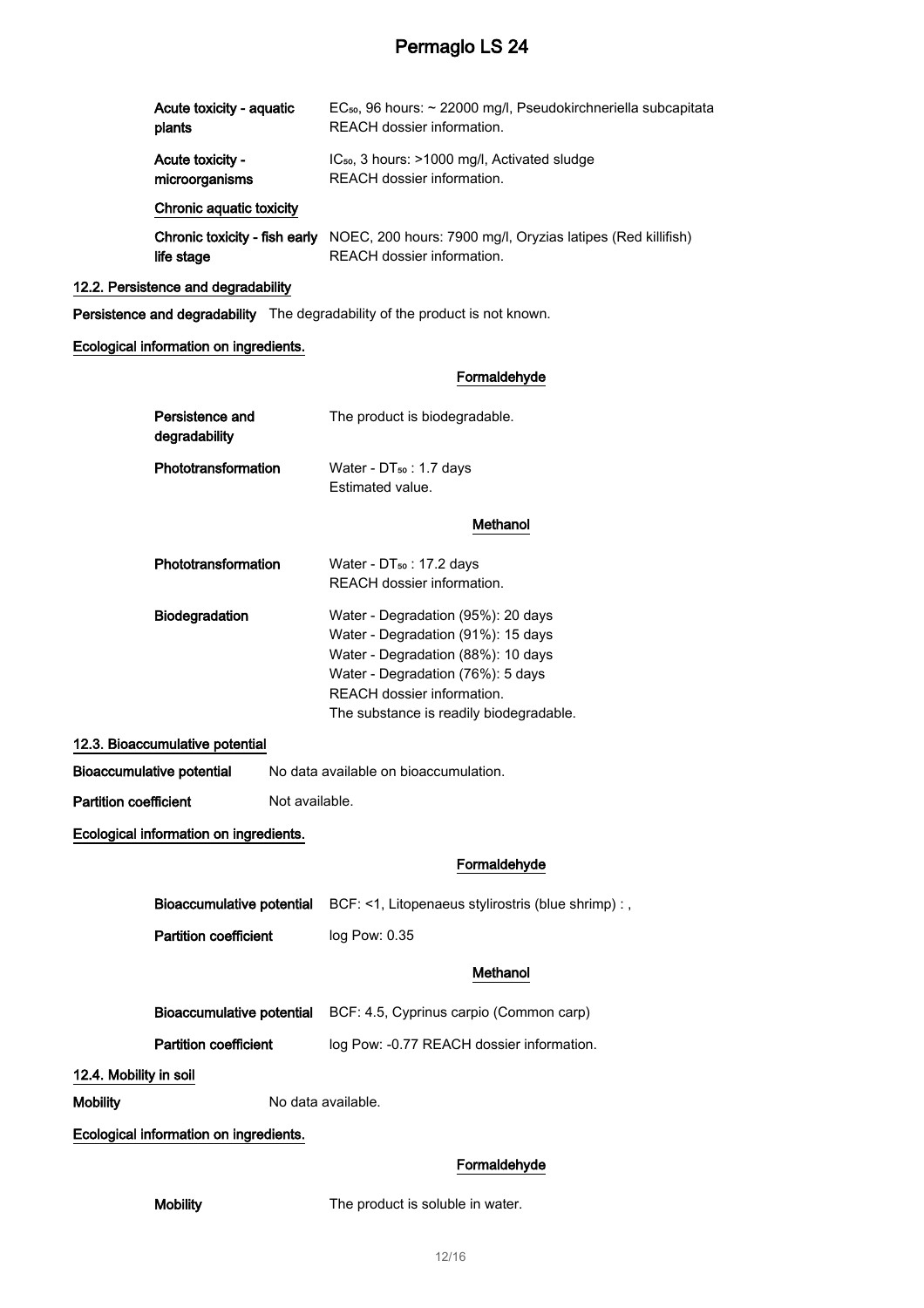| | |
|---|---|
| **Acute toxicity - aquatic plants** | $EC_{50}$, 96 hours: ~ 22000 mg/l, Pseudokirchneriella subcapitata<br>REACH dossier information. |
| **Acute toxicity - microorganisms** | $IC_{50}$, 3 hours: >1000 mg/l, Activated sludge<br>REACH dossier information. |

**Chronic aquatic toxicity**

| | |
|---|---|
| **Chronic toxicity - fish early life stage** | NOEC, 200 hours: 7900 mg/l, Oryzias latipes (Red killifish)<br>REACH dossier information. |

### 12.2. Persistence and degradability

**Persistence and degradability** The degradability of the product is not known.

**Ecological information on ingredients.**

**Formaldehyde**

| | |
|---|---|
| **Persistence and degradability** | The product is biodegradable. |
| **Phototransformation** | Water - $DT_{50}$ : 1.7 days<br>Estimated value. |

**Methanol**

| | |
|---|---|
| **Phototransformation** | Water - $DT_{50}$ : 17.2 days<br>REACH dossier information. |
| **Biodegradation** | Water - Degradation (95%): 20 days<br>Water - Degradation (91%): 15 days<br>Water - Degradation (88%): 10 days<br>Water - Degradation (76%): 5 days<br>REACH dossier information.<br>The substance is readily biodegradable. |

### 12.3. Bioaccumulative potential

**Bioaccumulative potential** No data available on bioaccumulation.

**Partition coefficient** Not available.

**Ecological information on ingredients.**

**Formaldehyde**

| | |
|---|---|
| **Bioaccumulative potential** | BCF: <1, Litopenaeus stylirostris (blue shrimp) : , |
| **Partition coefficient** | log Pow: 0.35 |

**Methanol**

| | |
|---|---|
| **Bioaccumulative potential** | BCF: 4.5, Cyprinus carpio (Common carp) |
| **Partition coefficient** | log Pow: -0.77 REACH dossier information. |

### 12.4. Mobility in soil

**Mobility** No data available.

**Ecological information on ingredients.**

**Formaldehyde**

| | |
|---|---|
| **Mobility** | The product is soluble in water. |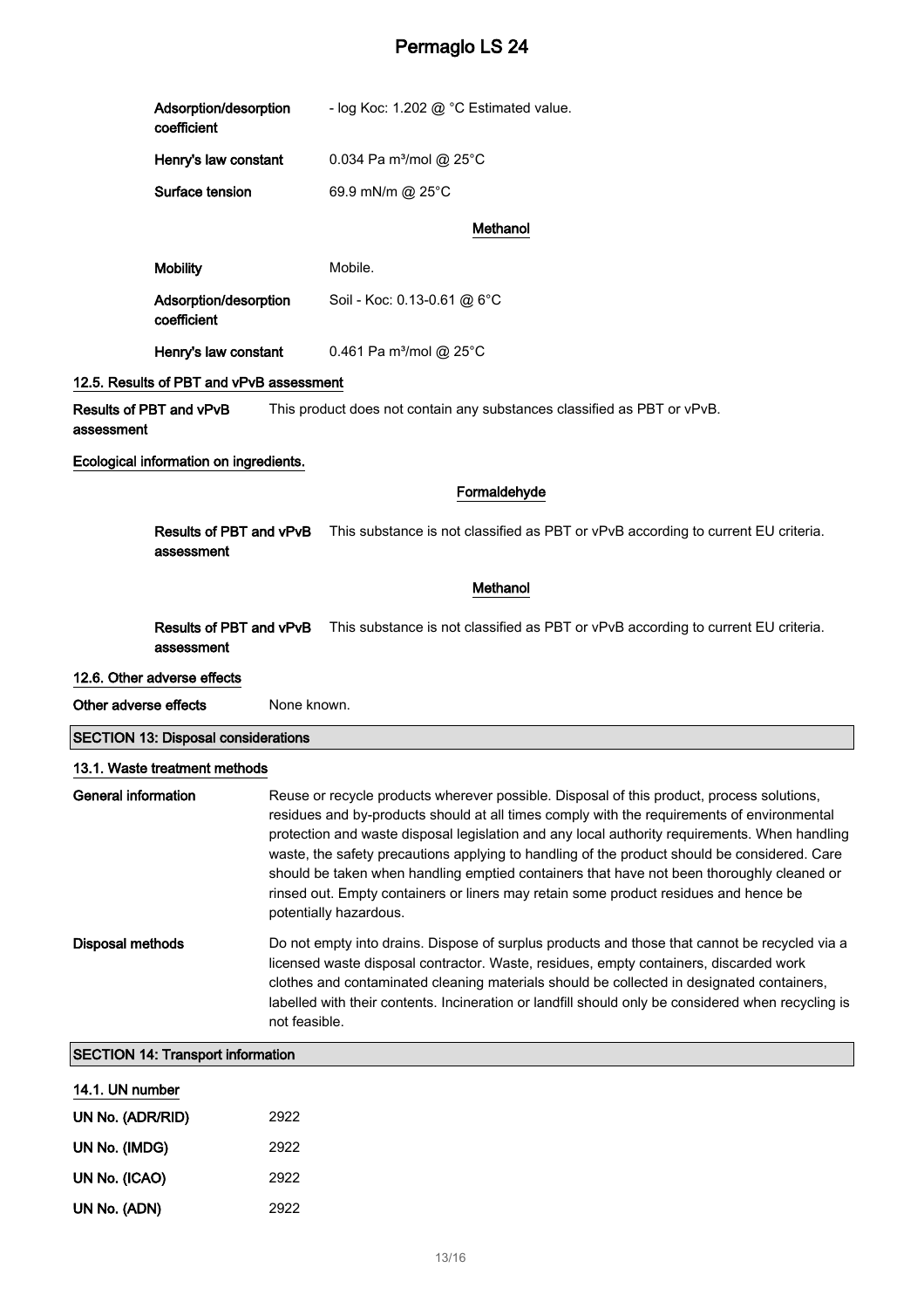| | |
|---|---|
| Adsorption/desorption coefficient | - log Koc: 1.202 @ °C Estimated value. |
| Henry's law constant | 0.034 Pa m³/mol @ 25°C |
| Surface tension | 69.9 mN/m @ 25°C |

**Methanol**

| | |
|---|---|
| Mobility | Mobile. |
| Adsorption/desorption coefficient | Soil - Koc: 0.13-0.61 @ 6°C |
| Henry's law constant | 0.461 Pa m³/mol @ 25°C |

### 12.5. Results of PBT and vPvB assessment

**Results of PBT and vPvB assessment** This product does not contain any substances classified as PBT or vPvB.

### Ecological information on ingredients.

**Formaldehyde**

**Results of PBT and vPvB assessment** This substance is not classified as PBT or vPvB according to current EU criteria.

**Methanol**

**Results of PBT and vPvB assessment** This substance is not classified as PBT or vPvB according to current EU criteria.

### 12.6. Other adverse effects

**Other adverse effects** None known.

## SECTION 13: Disposal considerations

### 13.1. Waste treatment methods

**General information** Reuse or recycle products wherever possible. Disposal of this product, process solutions, residues and by-products should at all times comply with the requirements of environmental protection and waste disposal legislation and any local authority requirements. When handling waste, the safety precautions applying to handling of the product should be considered. Care should be taken when handling emptied containers that have not been thoroughly cleaned or rinsed out. Empty containers or liners may retain some product residues and hence be potentially hazardous.

**Disposal methods** Do not empty into drains. Dispose of surplus products and those that cannot be recycled via a licensed waste disposal contractor. Waste, residues, empty containers, discarded work clothes and contaminated cleaning materials should be collected in designated containers, labelled with their contents. Incineration or landfill should only be considered when recycling is not feasible.

## SECTION 14: Transport information

### 14.1. UN number

| | |
|---|---|
| UN No. (ADR/RID) | 2922 |
| UN No. (IMDG) | 2922 |
| UN No. (ICAO) | 2922 |
| UN No. (ADN) | 2922 |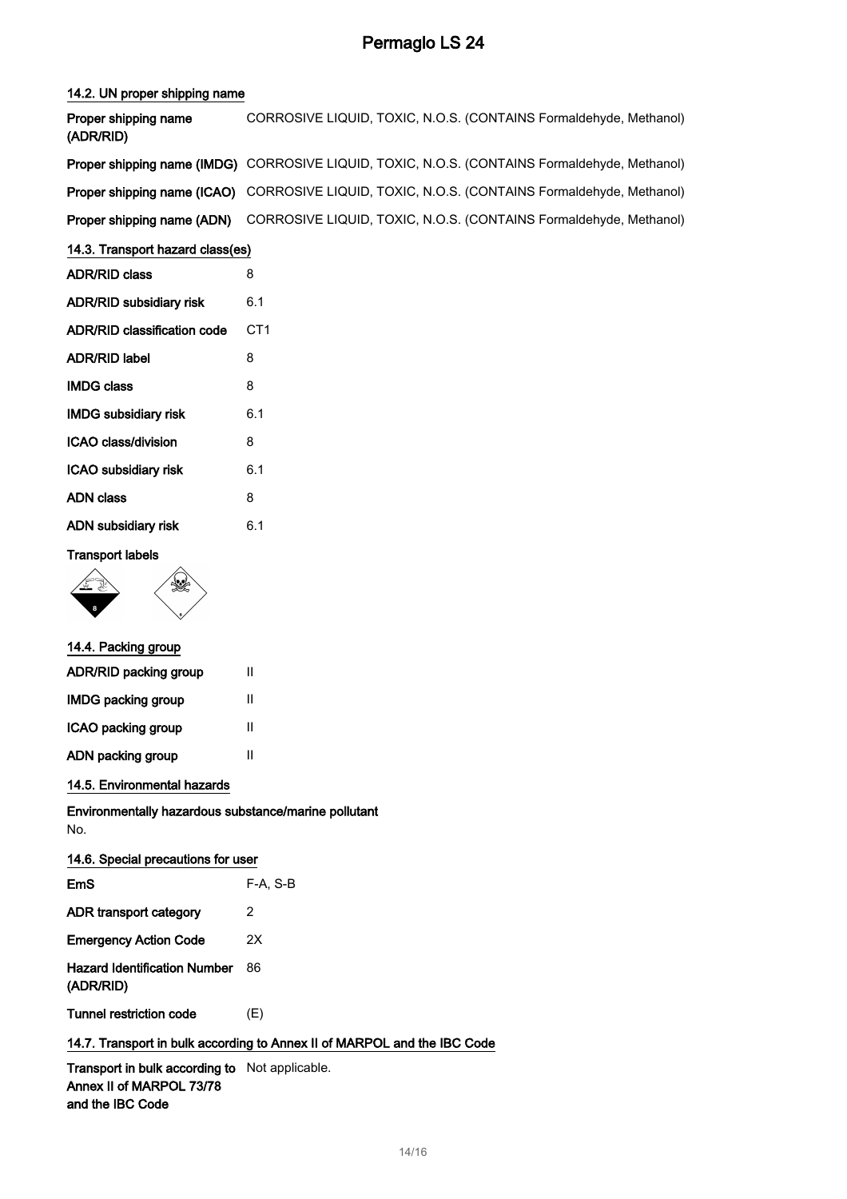### 14.2. UN proper shipping name

| | |
|---|---|
| **Proper shipping name (ADR/RID)** | CORROSIVE LIQUID, TOXIC, N.O.S. (CONTAINS Formaldehyde, Methanol) |
| **Proper shipping name (IMDG)** | CORROSIVE LIQUID, TOXIC, N.O.S. (CONTAINS Formaldehyde, Methanol) |
| **Proper shipping name (ICAO)** | CORROSIVE LIQUID, TOXIC, N.O.S. (CONTAINS Formaldehyde, Methanol) |
| **Proper shipping name (ADN)** | CORROSIVE LIQUID, TOXIC, N.O.S. (CONTAINS Formaldehyde, Methanol) |

### 14.3. Transport hazard class(es)

| | |
|---|---|
| **ADR/RID class** | 8 |
| **ADR/RID subsidiary risk** | 6.1 |
| **ADR/RID classification code** | CT1 |
| **ADR/RID label** | 8 |
| **IMDG class** | 8 |
| **IMDG subsidiary risk** | 6.1 |
| **ICAO class/division** | 8 |
| **ICAO subsidiary risk** | 6.1 |
| **ADN class** | 8 |
| **ADN subsidiary risk** | 6.1 |

**Transport labels**

### 14.4. Packing group

| | |
|---|---|
| **ADR/RID packing group** | II |
| **IMDG packing group** | II |
| **ICAO packing group** | II |
| **ADN packing group** | II |

### 14.5. Environmental hazards

**Environmentally hazardous substance/marine pollutant**

No.

### 14.6. Special precautions for user

| | |
|---|---|
| **EmS** | F-A, S-B |
| **ADR transport category** | 2 |
| **Emergency Action Code** | 2X |
| **Hazard Identification Number (ADR/RID)** | 86 |
| **Tunnel restriction code** | (E) |

### 14.7. Transport in bulk according to Annex II of MARPOL and the IBC Code

| | |
|---|---|
| **Transport in bulk according to Annex II of MARPOL 73/78 and the IBC Code** | Not applicable. |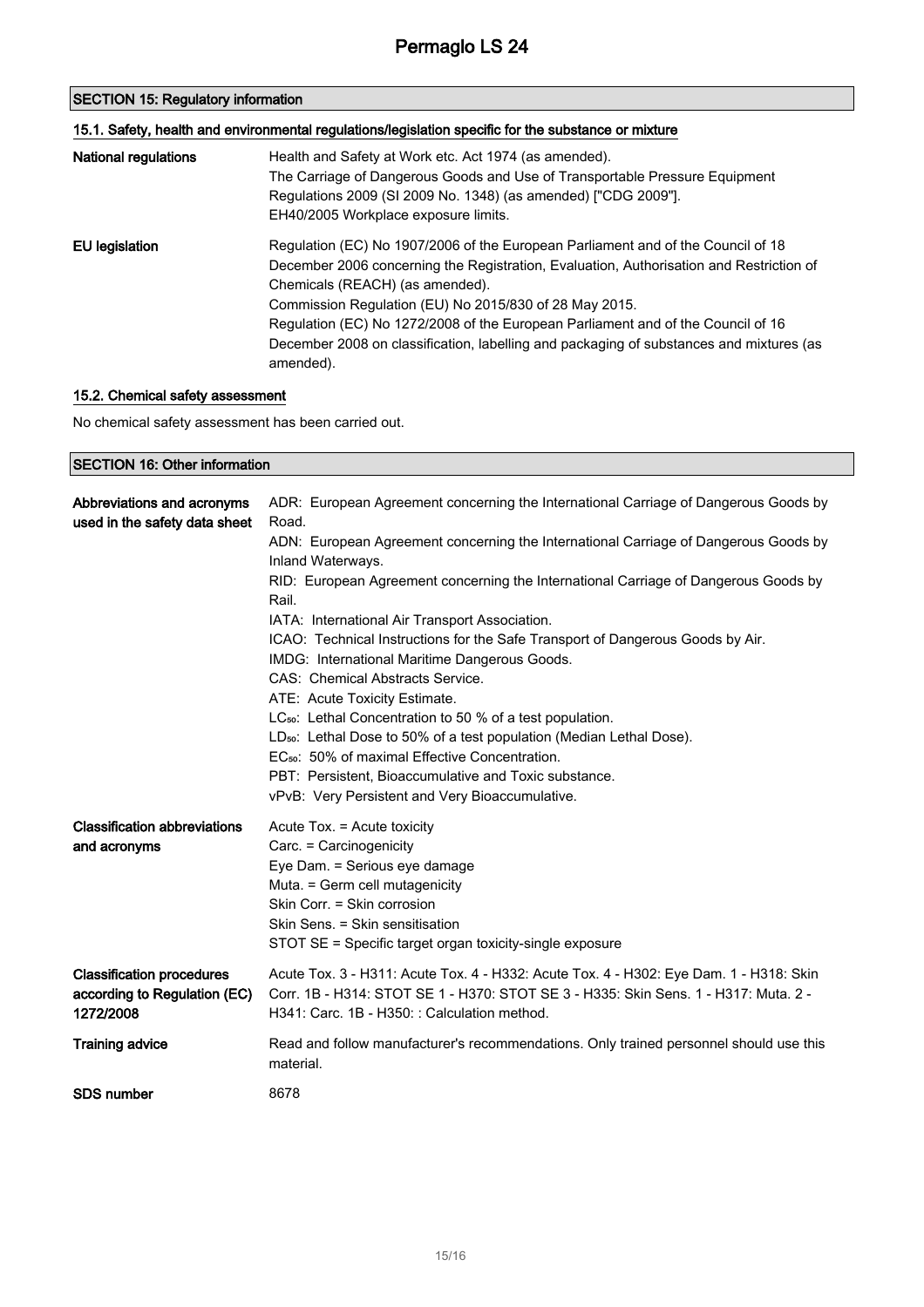## SECTION 15: Regulatory information

### 15.1. Safety, health and environmental regulations/legislation specific for the substance or mixture

| | |
|---|---|
| **National regulations** | Health and Safety at Work etc. Act 1974 (as amended).<br>The Carriage of Dangerous Goods and Use of Transportable Pressure Equipment Regulations 2009 (SI 2009 No. 1348) (as amended) ["CDG 2009"].<br>EH40/2005 Workplace exposure limits. |
| **EU legislation** | Regulation (EC) No 1907/2006 of the European Parliament and of the Council of 18 December 2006 concerning the Registration, Evaluation, Authorisation and Restriction of Chemicals (REACH) (as amended).<br>Commission Regulation (EU) No 2015/830 of 28 May 2015.<br>Regulation (EC) No 1272/2008 of the European Parliament and of the Council of 16 December 2008 on classification, labelling and packaging of substances and mixtures (as amended). |

### 15.2. Chemical safety assessment

No chemical safety assessment has been carried out.

## SECTION 16: Other information

| | |
|---|---|
| **Abbreviations and acronyms used in the safety data sheet** | ADR: European Agreement concerning the International Carriage of Dangerous Goods by Road.<br>ADN: European Agreement concerning the International Carriage of Dangerous Goods by Inland Waterways.<br>RID: European Agreement concerning the International Carriage of Dangerous Goods by Rail.<br>IATA: International Air Transport Association.<br>ICAO: Technical Instructions for the Safe Transport of Dangerous Goods by Air.<br>IMDG: International Maritime Dangerous Goods.<br>CAS: Chemical Abstracts Service.<br>ATE: Acute Toxicity Estimate.<br>$LC_{50}$: Lethal Concentration to 50 % of a test population.<br>$LD_{50}$: Lethal Dose to 50% of a test population (Median Lethal Dose).<br>$EC_{50}$: 50% of maximal Effective Concentration.<br>PBT: Persistent, Bioaccumulative and Toxic substance.<br>vPvB: Very Persistent and Very Bioaccumulative. |
| **Classification abbreviations and acronyms** | Acute Tox. = Acute toxicity<br>Carc. = Carcinogenicity<br>Eye Dam. = Serious eye damage<br>Muta. = Germ cell mutagenicity<br>Skin Corr. = Skin corrosion<br>Skin Sens. = Skin sensitisation<br>STOT SE = Specific target organ toxicity-single exposure |
| **Classification procedures according to Regulation (EC) 1272/2008** | Acute Tox. 3 - H311: Acute Tox. 4 - H332: Acute Tox. 4 - H302: Eye Dam. 1 - H318: Skin Corr. 1B - H314: STOT SE 1 - H370: STOT SE 3 - H335: Skin Sens. 1 - H317: Muta. 2 - H341: Carc. 1B - H350: : Calculation method. |
| **Training advice** | Read and follow manufacturer's recommendations. Only trained personnel should use this material. |
| **SDS number** | 8678 |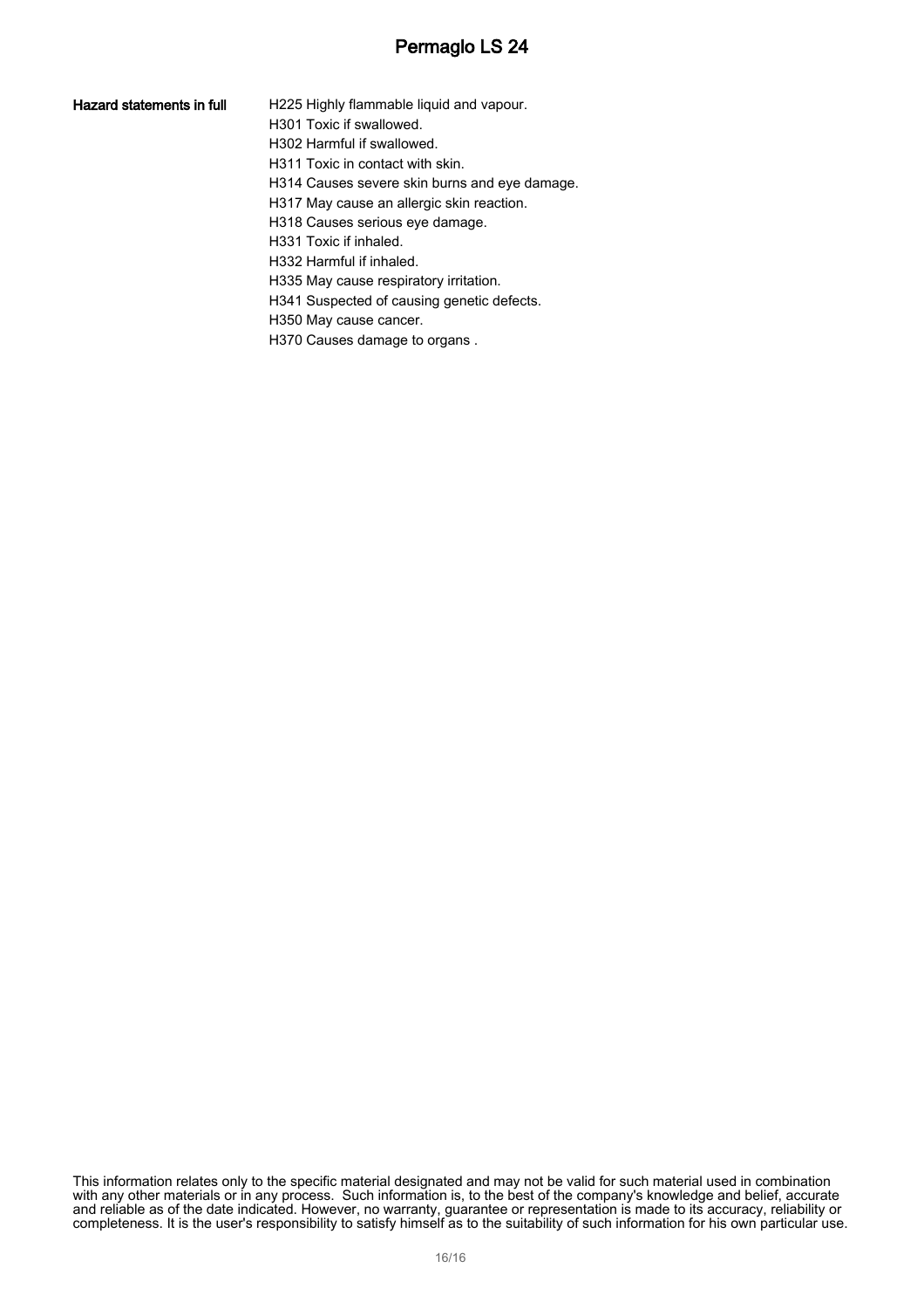**Hazard statements in full**

H225 Highly flammable liquid and vapour.
H301 Toxic if swallowed.
H302 Harmful if swallowed.
H311 Toxic in contact with skin.
H314 Causes severe skin burns and eye damage.
H317 May cause an allergic skin reaction.
H318 Causes serious eye damage.
H331 Toxic if inhaled.
H332 Harmful if inhaled.
H335 May cause respiratory irritation.
H341 Suspected of causing genetic defects.
H350 May cause cancer.
H370 Causes damage to organs .

This information relates only to the specific material designated and may not be valid for such material used in combination with any other materials or in any process. Such information is, to the best of the company's knowledge and belief, accurate and reliable as of the date indicated. However, no warranty, guarantee or representation is made to its accuracy, reliability or completeness. It is the user's responsibility to satisfy himself as to the suitability of such information for his own particular use.